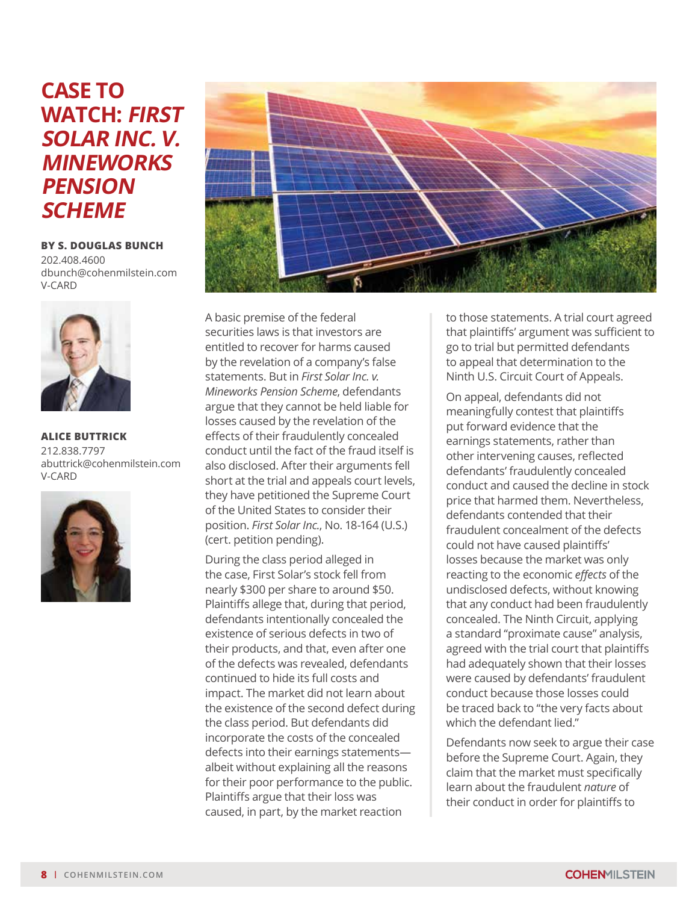# CASE TO WATCH: *FIRST SOLAR INC. V. MINEWORKS PENSION SCHEME*

**BY S. DOUGLAS BUNCH**
202.408.4600
dbunch@cohenmilstein.com
V-CARD

**ALICE BUTTRICK**
212.838.7797
abuttrick@cohenmilstein.com
V-CARD

A basic premise of the federal securities laws is that investors are entitled to recover for harms caused by the revelation of a company's false statements. But in *First Solar Inc. v. Mineworks Pension Scheme*, defendants argue that they cannot be held liable for losses caused by the revelation of the effects of their fraudulently concealed conduct until the fact of the fraud itself is also disclosed. After their arguments fell short at the trial and appeals court levels, they have petitioned the Supreme Court of the United States to consider their position. *First Solar Inc.*, No. 18-164 (U.S.) (cert. petition pending).

During the class period alleged in the case, First Solar's stock fell from nearly $300 per share to around $50. Plaintiffs allege that, during that period, defendants intentionally concealed the existence of serious defects in two of their products, and that, even after one of the defects was revealed, defendants continued to hide its full costs and impact. The market did not learn about the existence of the second defect during the class period. But defendants did incorporate the costs of the concealed defects into their earnings statements—albeit without explaining all the reasons for their poor performance to the public. Plaintiffs argue that their loss was caused, in part, by the market reaction to those statements. A trial court agreed that plaintiffs' argument was sufficient to go to trial but permitted defendants to appeal that determination to the Ninth U.S. Circuit Court of Appeals.

On appeal, defendants did not meaningfully contest that plaintiffs put forward evidence that the earnings statements, rather than other intervening causes, reflected defendants' fraudulently concealed conduct and caused the decline in stock price that harmed them. Nevertheless, defendants contended that their fraudulent concealment of the defects could not have caused plaintiffs' losses because the market was only reacting to the economic *effects* of the undisclosed defects, without knowing that any conduct had been fraudulently concealed. The Ninth Circuit, applying a standard "proximate cause" analysis, agreed with the trial court that plaintiffs had adequately shown that their losses were caused by defendants' fraudulent conduct because those losses could be traced back to "the very facts about which the defendant lied."

Defendants now seek to argue their case before the Supreme Court. Again, they claim that the market must specifically learn about the fraudulent *nature* of their conduct in order for plaintiffs to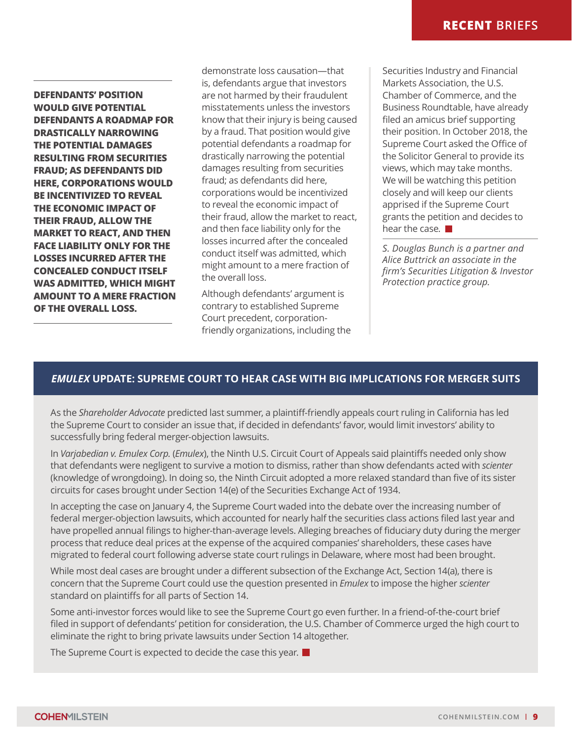**DEFENDANTS' POSITION WOULD GIVE POTENTIAL DEFENDANTS A ROADMAP FOR DRASTICALLY NARROWING THE POTENTIAL DAMAGES RESULTING FROM SECURITIES FRAUD; AS DEFENDANTS DID HERE, CORPORATIONS WOULD BE INCENTIVIZED TO REVEAL THE ECONOMIC IMPACT OF THEIR FRAUD, ALLOW THE MARKET TO REACT, AND THEN FACE LIABILITY ONLY FOR THE LOSSES INCURRED AFTER THE CONCEALED CONDUCT ITSELF WAS ADMITTED, WHICH MIGHT AMOUNT TO A MERE FRACTION OF THE OVERALL LOSS.**

demonstrate loss causation—that is, defendants argue that investors are not harmed by their fraudulent misstatements unless the investors know that their injury is being caused by a fraud. That position would give potential defendants a roadmap for drastically narrowing the potential damages resulting from securities fraud; as defendants did here, corporations would be incentivized to reveal the economic impact of their fraud, allow the market to react, and then face liability only for the losses incurred after the concealed conduct itself was admitted, which might amount to a mere fraction of the overall loss.

Although defendants' argument is contrary to established Supreme Court precedent, corporation-friendly organizations, including the Securities Industry and Financial Markets Association, the U.S. Chamber of Commerce, and the Business Roundtable, have already filed an amicus brief supporting their position. In October 2018, the Supreme Court asked the Office of the Solicitor General to provide its views, which may take months. We will be watching this petition closely and will keep our clients apprised if the Supreme Court grants the petition and decides to hear the case.

*S. Douglas Bunch is a partner and Alice Buttrick an associate in the firm's Securities Litigation & Investor Protection practice group.*

## *EMULEX* UPDATE: SUPREME COURT TO HEAR CASE WITH BIG IMPLICATIONS FOR MERGER SUITS

As the *Shareholder Advocate* predicted last summer, a plaintiff-friendly appeals court ruling in California has led the Supreme Court to consider an issue that, if decided in defendants' favor, would limit investors' ability to successfully bring federal merger-objection lawsuits.

In *Varjabedian v. Emulex Corp.* (*Emulex*), the Ninth U.S. Circuit Court of Appeals said plaintiffs needed only show that defendants were negligent to survive a motion to dismiss, rather than show defendants acted with *scienter* (knowledge of wrongdoing). In doing so, the Ninth Circuit adopted a more relaxed standard than five of its sister circuits for cases brought under Section 14(e) of the Securities Exchange Act of 1934.

In accepting the case on January 4, the Supreme Court waded into the debate over the increasing number of federal merger-objection lawsuits, which accounted for nearly half the securities class actions filed last year and have propelled annual filings to higher-than-average levels. Alleging breaches of fiduciary duty during the merger process that reduce deal prices at the expense of the acquired companies' shareholders, these cases have migrated to federal court following adverse state court rulings in Delaware, where most had been brought.

While most deal cases are brought under a different subsection of the Exchange Act, Section 14(a), there is concern that the Supreme Court could use the question presented in *Emulex* to impose the higher *scienter* standard on plaintiffs for all parts of Section 14.

Some anti-investor forces would like to see the Supreme Court go even further. In a friend-of-the-court brief filed in support of defendants' petition for consideration, the U.S. Chamber of Commerce urged the high court to eliminate the right to bring private lawsuits under Section 14 altogether.

The Supreme Court is expected to decide the case this year.